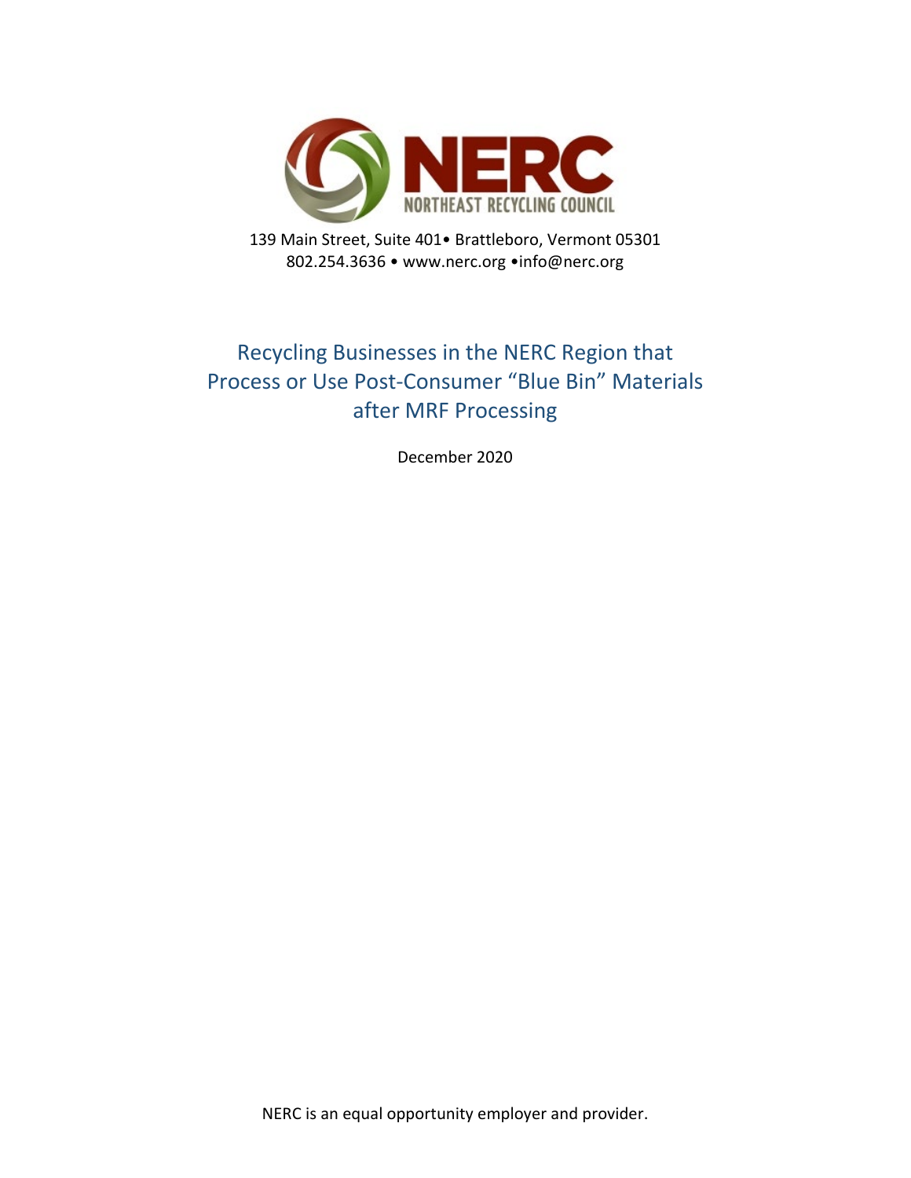NERC

NORTHEAST RECYCLING COUNCIL

139 Main Street, Suite 401• Brattleboro, Vermont 05301
802.254.3636 • www.nerc.org •info@nerc.org

# Recycling Businesses in the NERC Region that Process or Use Post-Consumer "Blue Bin" Materials after MRF Processing

December 2020

NERC is an equal opportunity employer and provider.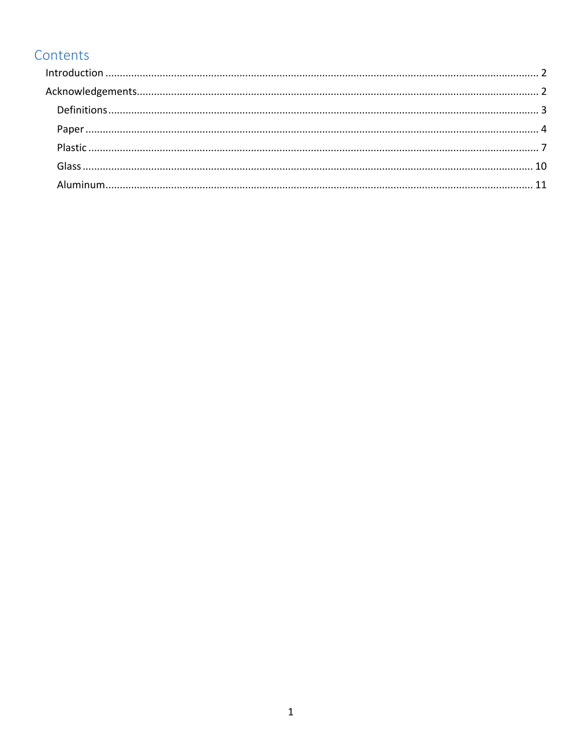## Contents

- Introduction ..... 2
- Acknowledgements ..... 2
  - Definitions ..... 3
  - Paper ..... 4
  - Plastic ..... 7
  - Glass ..... 10
  - Aluminum ..... 11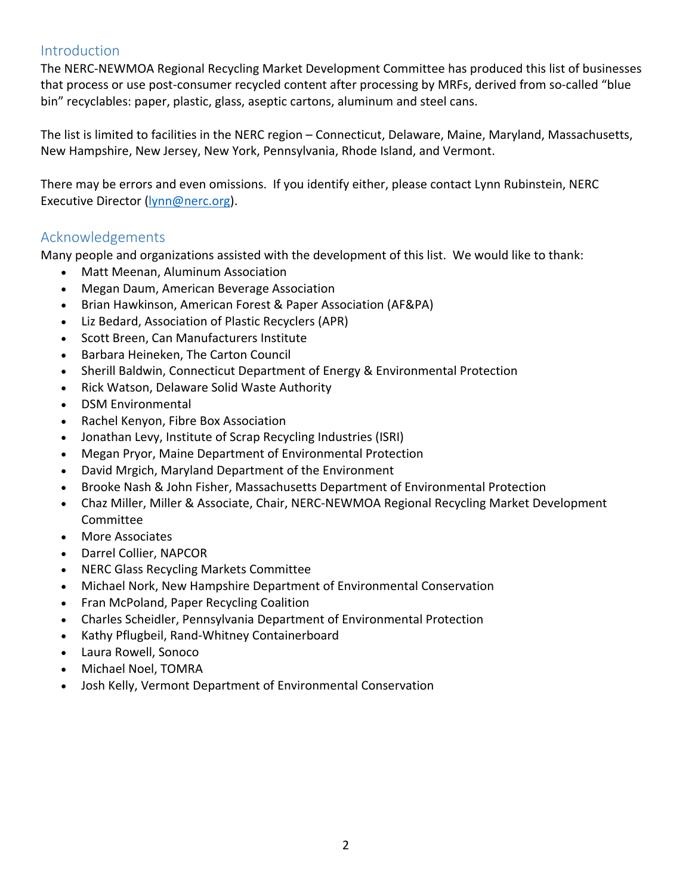## Introduction

The NERC-NEWMOA Regional Recycling Market Development Committee has produced this list of businesses that process or use post-consumer recycled content after processing by MRFs, derived from so-called "blue bin" recyclables: paper, plastic, glass, aseptic cartons, aluminum and steel cans.

The list is limited to facilities in the NERC region – Connecticut, Delaware, Maine, Maryland, Massachusetts, New Hampshire, New Jersey, New York, Pennsylvania, Rhode Island, and Vermont.

There may be errors and even omissions. If you identify either, please contact Lynn Rubinstein, NERC Executive Director (lynn@nerc.org).

## Acknowledgements

Many people and organizations assisted with the development of this list. We would like to thank:

- Matt Meenan, Aluminum Association
- Megan Daum, American Beverage Association
- Brian Hawkinson, American Forest & Paper Association (AF&PA)
- Liz Bedard, Association of Plastic Recyclers (APR)
- Scott Breen, Can Manufacturers Institute
- Barbara Heineken, The Carton Council
- Sherill Baldwin, Connecticut Department of Energy & Environmental Protection
- Rick Watson, Delaware Solid Waste Authority
- DSM Environmental
- Rachel Kenyon, Fibre Box Association
- Jonathan Levy, Institute of Scrap Recycling Industries (ISRI)
- Megan Pryor, Maine Department of Environmental Protection
- David Mrgich, Maryland Department of the Environment
- Brooke Nash & John Fisher, Massachusetts Department of Environmental Protection
- Chaz Miller, Miller & Associate, Chair, NERC-NEWMOA Regional Recycling Market Development Committee
- More Associates
- Darrel Collier, NAPCOR
- NERC Glass Recycling Markets Committee
- Michael Nork, New Hampshire Department of Environmental Conservation
- Fran McPoland, Paper Recycling Coalition
- Charles Scheidler, Pennsylvania Department of Environmental Protection
- Kathy Pflugbeil, Rand-Whitney Containerboard
- Laura Rowell, Sonoco
- Michael Noel, TOMRA
- Josh Kelly, Vermont Department of Environmental Conservation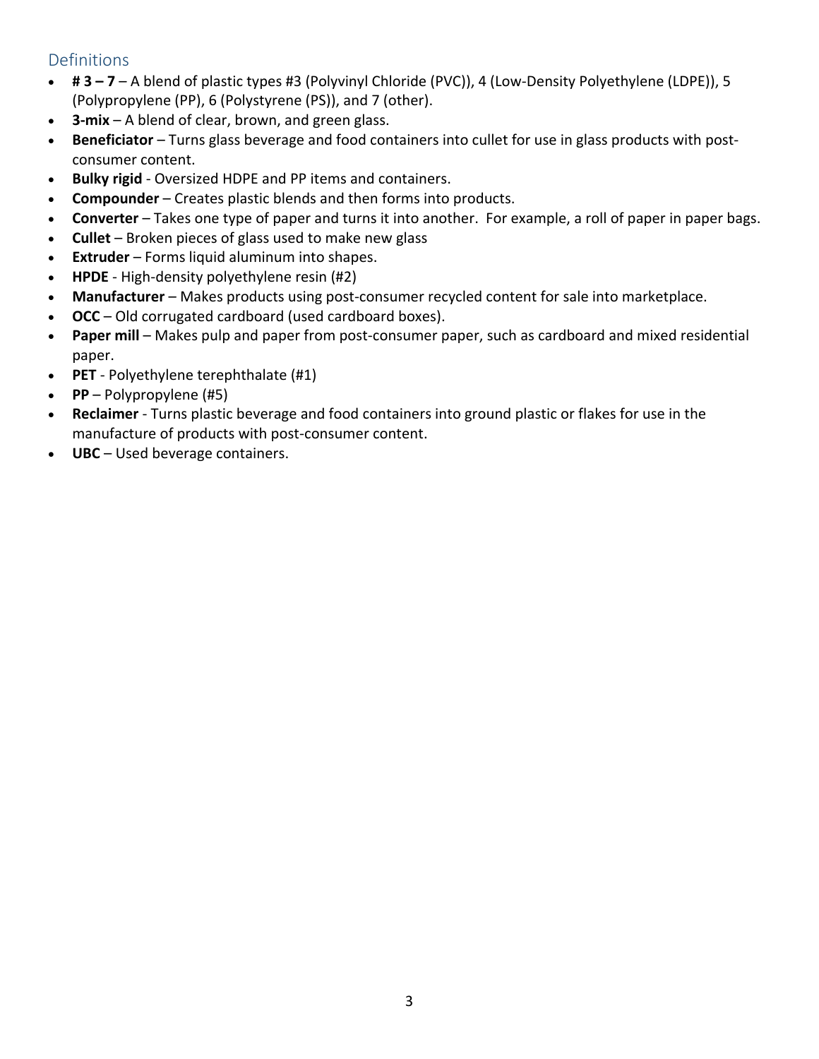## Definitions

- **# 3 – 7** – A blend of plastic types #3 (Polyvinyl Chloride (PVC)), 4 (Low-Density Polyethylene (LDPE)), 5 (Polypropylene (PP), 6 (Polystyrene (PS)), and 7 (other).
- **3-mix** – A blend of clear, brown, and green glass.
- **Beneficiator** – Turns glass beverage and food containers into cullet for use in glass products with post-consumer content.
- **Bulky rigid** - Oversized HDPE and PP items and containers.
- **Compounder** – Creates plastic blends and then forms into products.
- **Converter** – Takes one type of paper and turns it into another. For example, a roll of paper in paper bags.
- **Cullet** – Broken pieces of glass used to make new glass
- **Extruder** – Forms liquid aluminum into shapes.
- **HPDE** - High-density polyethylene resin (#2)
- **Manufacturer** – Makes products using post-consumer recycled content for sale into marketplace.
- **OCC** – Old corrugated cardboard (used cardboard boxes).
- **Paper mill** – Makes pulp and paper from post-consumer paper, such as cardboard and mixed residential paper.
- **PET** - Polyethylene terephthalate (#1)
- **PP** – Polypropylene (#5)
- **Reclaimer** - Turns plastic beverage and food containers into ground plastic or flakes for use in the manufacture of products with post-consumer content.
- **UBC** – Used beverage containers.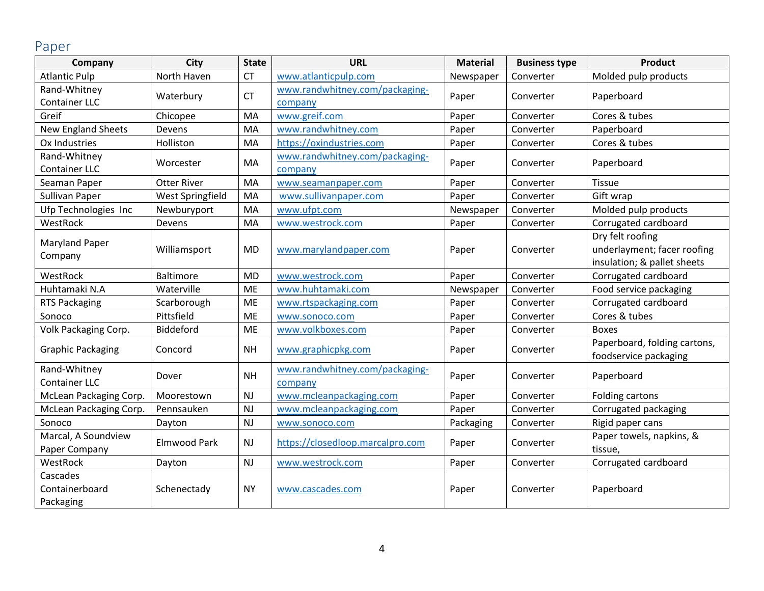## Paper

| Company | City | State | URL | Material | Business type | Product |
|---|---|---|---|---|---|---|
| Atlantic Pulp | North Haven | CT | www.atlanticpulp.com | Newspaper | Converter | Molded pulp products |
| Rand-Whitney Container LLC | Waterbury | CT | www.randwhitney.com/packaging-company | Paper | Converter | Paperboard |
| Greif | Chicopee | MA | www.greif.com | Paper | Converter | Cores & tubes |
| New England Sheets | Devens | MA | www.randwhitney.com | Paper | Converter | Paperboard |
| Ox Industries | Holliston | MA | https://oxindustries.com | Paper | Converter | Cores & tubes |
| Rand-Whitney Container LLC | Worcester | MA | www.randwhitney.com/packaging-company | Paper | Converter | Paperboard |
| Seaman Paper | Otter River | MA | www.seamanpaper.com | Paper | Converter | Tissue |
| Sullivan Paper | West Springfield | MA | www.sullivanpaper.com | Paper | Converter | Gift wrap |
| Ufp Technologies Inc | Newburyport | MA | www.ufpt.com | Newspaper | Converter | Molded pulp products |
| WestRock | Devens | MA | www.westrock.com | Paper | Converter | Corrugated cardboard |
| Maryland Paper Company | Williamsport | MD | www.marylandpaper.com | Paper | Converter | Dry felt roofing underlayment; facer roofing insulation; & pallet sheets |
| WestRock | Baltimore | MD | www.westrock.com | Paper | Converter | Corrugated cardboard |
| Huhtamaki N.A | Waterville | ME | www.huhtamaki.com | Newspaper | Converter | Food service packaging |
| RTS Packaging | Scarborough | ME | www.rtspackaging.com | Paper | Converter | Corrugated cardboard |
| Sonoco | Pittsfield | ME | www.sonoco.com | Paper | Converter | Cores & tubes |
| Volk Packaging Corp. | Biddeford | ME | www.volkboxes.com | Paper | Converter | Boxes |
| Graphic Packaging | Concord | NH | www.graphicpkg.com | Paper | Converter | Paperboard, folding cartons, foodservice packaging |
| Rand-Whitney Container LLC | Dover | NH | www.randwhitney.com/packaging-company | Paper | Converter | Paperboard |
| McLean Packaging Corp. | Moorestown | NJ | www.mcleanpackaging.com | Paper | Converter | Folding cartons |
| McLean Packaging Corp. | Pennsauken | NJ | www.mcleanpackaging.com | Paper | Converter | Corrugated packaging |
| Sonoco | Dayton | NJ | www.sonoco.com | Packaging | Converter | Rigid paper cans |
| Marcal, A Soundview Paper Company | Elmwood Park | NJ | https://closedloop.marcalpro.com | Paper | Converter | Paper towels, napkins, & tissue, |
| WestRock | Dayton | NJ | www.westrock.com | Paper | Converter | Corrugated cardboard |
| Cascades Containerboard Packaging | Schenectady | NY | www.cascades.com | Paper | Converter | Paperboard |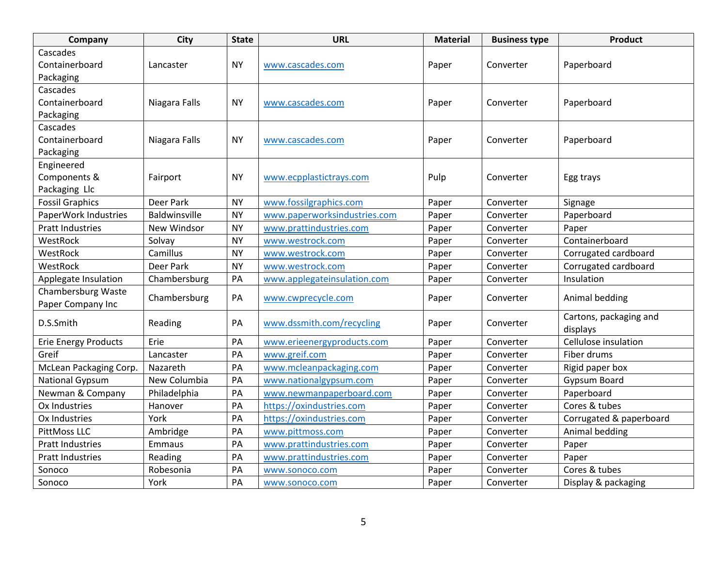| Company | City | State | URL | Material | Business type | Product |
|---|---|---|---|---|---|---|
| Cascades Containerboard Packaging | Lancaster | NY | www.cascades.com | Paper | Converter | Paperboard |
| Cascades Containerboard Packaging | Niagara Falls | NY | www.cascades.com | Paper | Converter | Paperboard |
| Cascades Containerboard Packaging | Niagara Falls | NY | www.cascades.com | Paper | Converter | Paperboard |
| Engineered Components & Packaging Llc | Fairport | NY | www.ecpplastictrays.com | Pulp | Converter | Egg trays |
| Fossil Graphics | Deer Park | NY | www.fossilgraphics.com | Paper | Converter | Signage |
| PaperWork Industries | Baldwinsville | NY | www.paperworksindustries.com | Paper | Converter | Paperboard |
| Pratt Industries | New Windsor | NY | www.prattindustries.com | Paper | Converter | Paper |
| WestRock | Solvay | NY | www.westrock.com | Paper | Converter | Containerboard |
| WestRock | Camillus | NY | www.westrock.com | Paper | Converter | Corrugated cardboard |
| WestRock | Deer Park | NY | www.westrock.com | Paper | Converter | Corrugated cardboard |
| Applegate Insulation | Chambersburg | PA | www.applegateinsulation.com | Paper | Converter | Insulation |
| Chambersburg Waste Paper Company Inc | Chambersburg | PA | www.cwprecycle.com | Paper | Converter | Animal bedding |
| D.S.Smith | Reading | PA | www.dssmith.com/recycling | Paper | Converter | Cartons, packaging and displays |
| Erie Energy Products | Erie | PA | www.erieenergyproducts.com | Paper | Converter | Cellulose insulation |
| Greif | Lancaster | PA | www.greif.com | Paper | Converter | Fiber drums |
| McLean Packaging Corp. | Nazareth | PA | www.mcleanpackaging.com | Paper | Converter | Rigid paper box |
| National Gypsum | New Columbia | PA | www.nationalgypsum.com | Paper | Converter | Gypsum Board |
| Newman & Company | Philadelphia | PA | www.newmanpaperboard.com | Paper | Converter | Paperboard |
| Ox Industries | Hanover | PA | https://oxindustries.com | Paper | Converter | Cores & tubes |
| Ox Industries | York | PA | https://oxindustries.com | Paper | Converter | Corrugated & paperboard |
| PittMoss LLC | Ambridge | PA | www.pittmoss.com | Paper | Converter | Animal bedding |
| Pratt Industries | Emmaus | PA | www.prattindustries.com | Paper | Converter | Paper |
| Pratt Industries | Reading | PA | www.prattindustries.com | Paper | Converter | Paper |
| Sonoco | Robesonia | PA | www.sonoco.com | Paper | Converter | Cores & tubes |
| Sonoco | York | PA | www.sonoco.com | Paper | Converter | Display & packaging |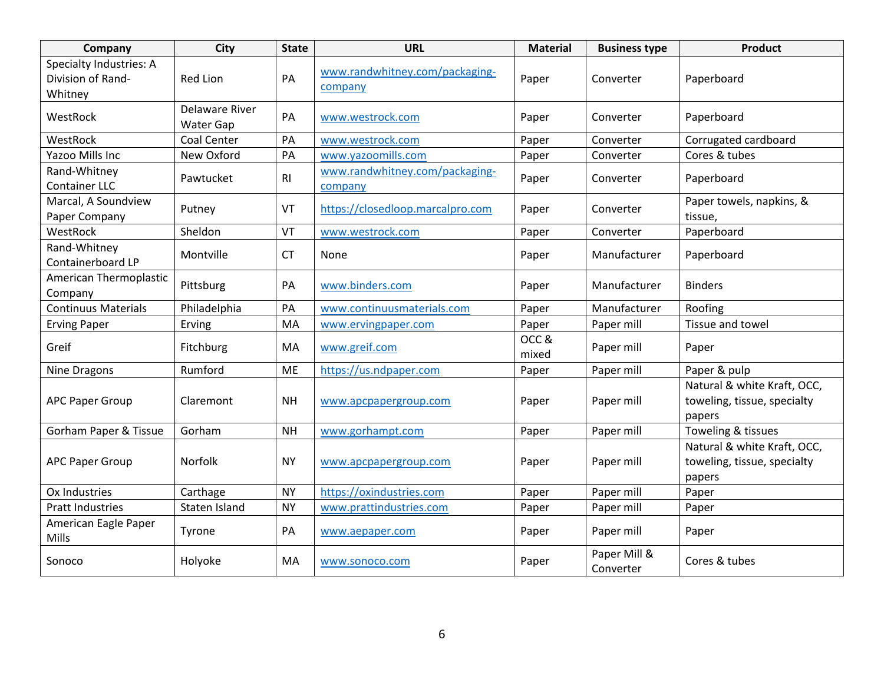| Company | City | State | URL | Material | Business type | Product |
|---|---|---|---|---|---|---|
| Specialty Industries: A Division of Rand-Whitney | Red Lion | PA | www.randwhitney.com/packaging-company | Paper | Converter | Paperboard |
| WestRock | Delaware River Water Gap | PA | www.westrock.com | Paper | Converter | Paperboard |
| WestRock | Coal Center | PA | www.westrock.com | Paper | Converter | Corrugated cardboard |
| Yazoo Mills Inc | New Oxford | PA | www.yazoomills.com | Paper | Converter | Cores & tubes |
| Rand-Whitney Container LLC | Pawtucket | RI | www.randwhitney.com/packaging-company | Paper | Converter | Paperboard |
| Marcal, A Soundview Paper Company | Putney | VT | https://closedloop.marcalpro.com | Paper | Converter | Paper towels, napkins, & tissue, |
| WestRock | Sheldon | VT | www.westrock.com | Paper | Converter | Paperboard |
| Rand-Whitney Containerboard LP | Montville | CT | None | Paper | Manufacturer | Paperboard |
| American Thermoplastic Company | Pittsburg | PA | www.binders.com | Paper | Manufacturer | Binders |
| Continuus Materials | Philadelphia | PA | www.continuusmaterials.com | Paper | Manufacturer | Roofing |
| Erving Paper | Erving | MA | www.ervingpaper.com | Paper | Paper mill | Tissue and towel |
| Greif | Fitchburg | MA | www.greif.com | OCC & mixed | Paper mill | Paper |
| Nine Dragons | Rumford | ME | https://us.ndpaper.com | Paper | Paper mill | Paper & pulp |
| APC Paper Group | Claremont | NH | www.apcpapergroup.com | Paper | Paper mill | Natural & white Kraft, OCC, toweling, tissue, specialty papers |
| Gorham Paper & Tissue | Gorham | NH | www.gorhampt.com | Paper | Paper mill | Toweling & tissues |
| APC Paper Group | Norfolk | NY | www.apcpapergroup.com | Paper | Paper mill | Natural & white Kraft, OCC, toweling, tissue, specialty papers |
| Ox Industries | Carthage | NY | https://oxindustries.com | Paper | Paper mill | Paper |
| Pratt Industries | Staten Island | NY | www.prattindustries.com | Paper | Paper mill | Paper |
| American Eagle Paper Mills | Tyrone | PA | www.aepaper.com | Paper | Paper mill | Paper |
| Sonoco | Holyoke | MA | www.sonoco.com | Paper | Paper Mill & Converter | Cores & tubes |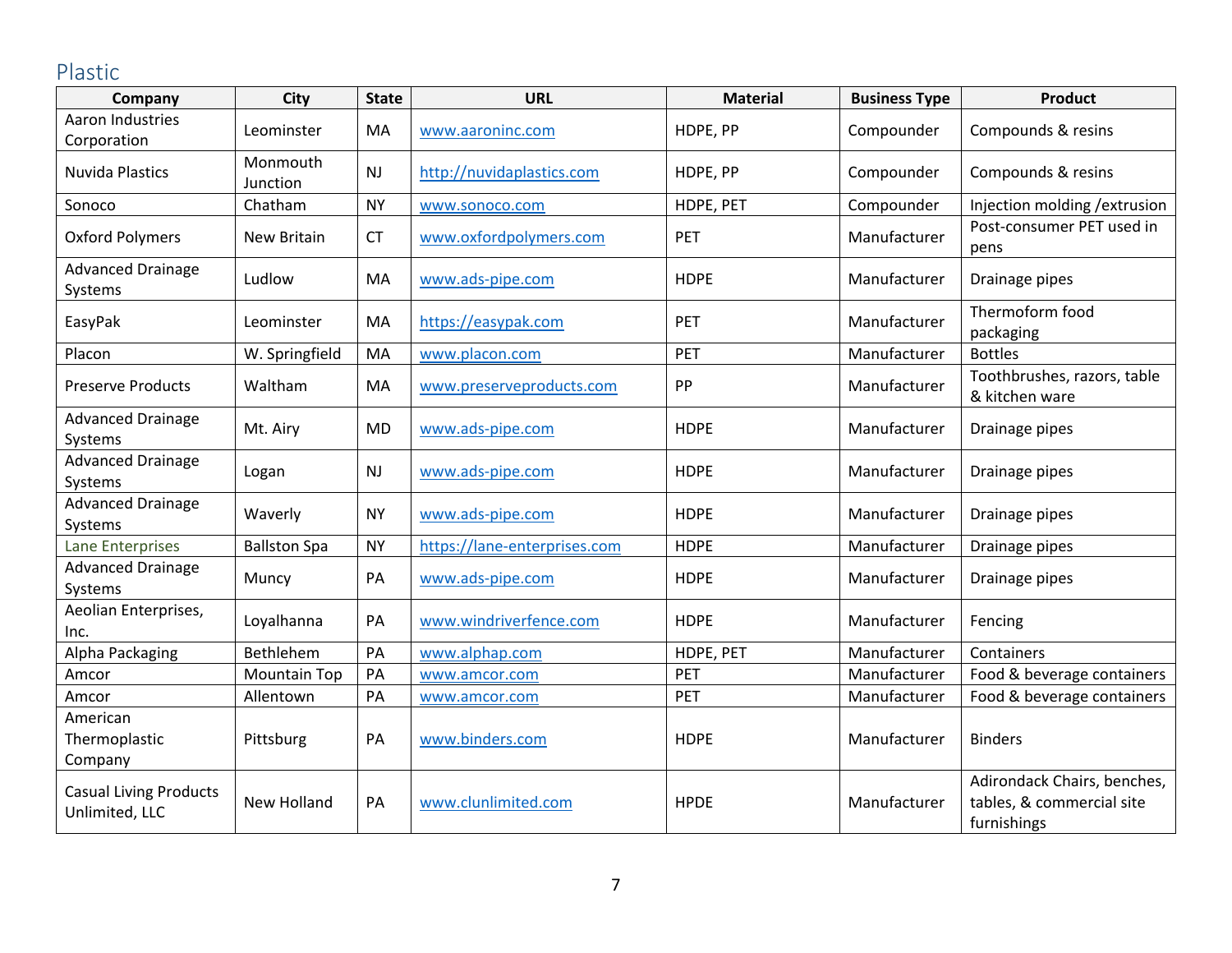## Plastic

| Company | City | State | URL | Material | Business Type | Product |
|---|---|---|---|---|---|---|
| Aaron Industries Corporation | Leominster | MA | www.aaroninc.com | HDPE, PP | Compounder | Compounds & resins |
| Nuvida Plastics | Monmouth Junction | NJ | http://nuvidaplastics.com | HDPE, PP | Compounder | Compounds & resins |
| Sonoco | Chatham | NY | www.sonoco.com | HDPE, PET | Compounder | Injection molding /extrusion |
| Oxford Polymers | New Britain | CT | www.oxfordpolymers.com | PET | Manufacturer | Post-consumer PET used in pens |
| Advanced Drainage Systems | Ludlow | MA | www.ads-pipe.com | HDPE | Manufacturer | Drainage pipes |
| EasyPak | Leominster | MA | https://easypak.com | PET | Manufacturer | Thermoform food packaging |
| Placon | W. Springfield | MA | www.placon.com | PET | Manufacturer | Bottles |
| Preserve Products | Waltham | MA | www.preserveproducts.com | PP | Manufacturer | Toothbrushes, razors, table & kitchen ware |
| Advanced Drainage Systems | Mt. Airy | MD | www.ads-pipe.com | HDPE | Manufacturer | Drainage pipes |
| Advanced Drainage Systems | Logan | NJ | www.ads-pipe.com | HDPE | Manufacturer | Drainage pipes |
| Advanced Drainage Systems | Waverly | NY | www.ads-pipe.com | HDPE | Manufacturer | Drainage pipes |
| Lane Enterprises | Ballston Spa | NY | https://lane-enterprises.com | HDPE | Manufacturer | Drainage pipes |
| Advanced Drainage Systems | Muncy | PA | www.ads-pipe.com | HDPE | Manufacturer | Drainage pipes |
| Aeolian Enterprises, Inc. | Loyalhanna | PA | www.windriverfence.com | HDPE | Manufacturer | Fencing |
| Alpha Packaging | Bethlehem | PA | www.alphap.com | HDPE, PET | Manufacturer | Containers |
| Amcor | Mountain Top | PA | www.amcor.com | PET | Manufacturer | Food & beverage containers |
| Amcor | Allentown | PA | www.amcor.com | PET | Manufacturer | Food & beverage containers |
| American Thermoplastic Company | Pittsburg | PA | www.binders.com | HDPE | Manufacturer | Binders |
| Casual Living Products Unlimited, LLC | New Holland | PA | www.clunlimited.com | HPDE | Manufacturer | Adirondack Chairs, benches, tables, & commercial site furnishings |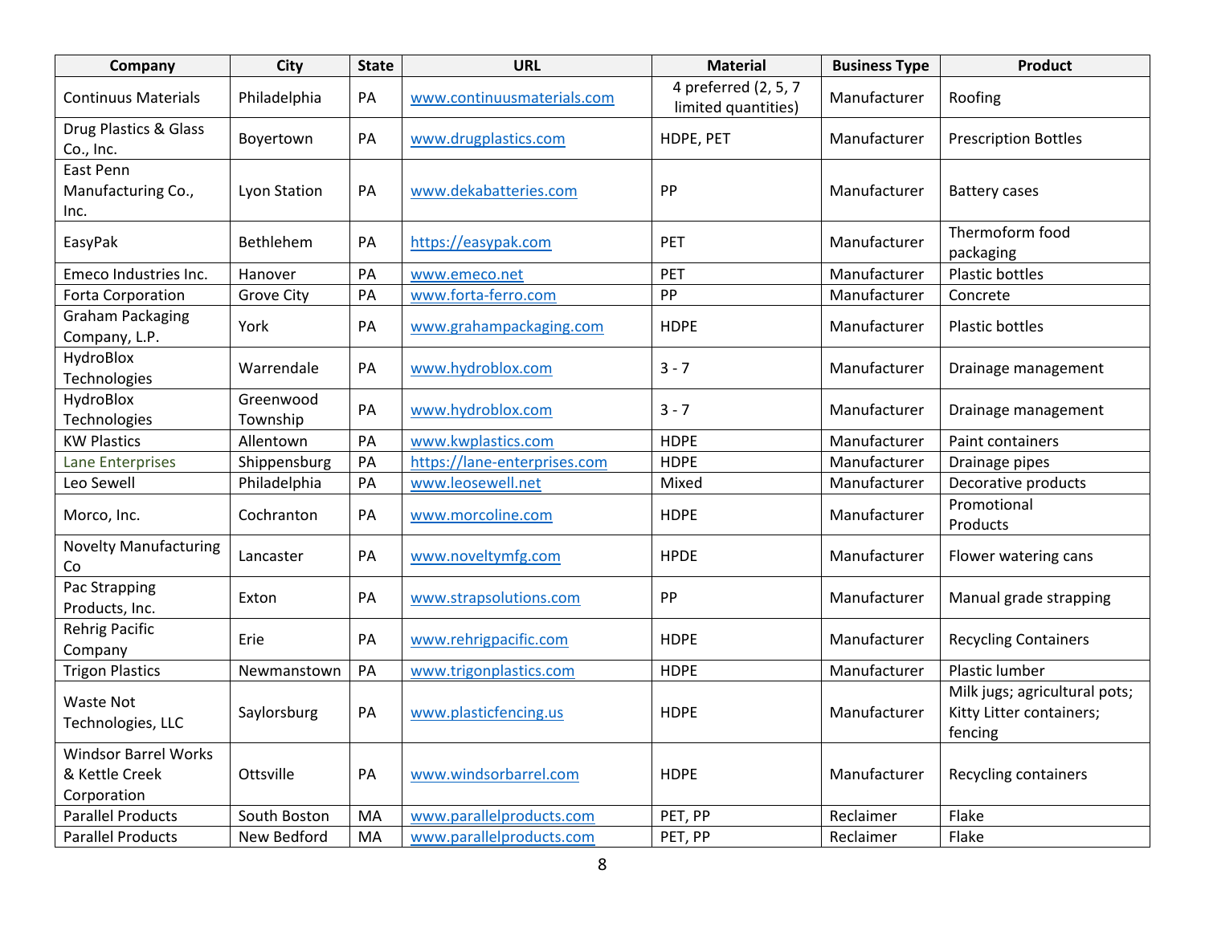| Company | City | State | URL | Material | Business Type | Product |
|---|---|---|---|---|---|---|
| Continuus Materials | Philadelphia | PA | www.continuusmaterials.com | 4 preferred (2, 5, 7 limited quantities) | Manufacturer | Roofing |
| Drug Plastics & Glass Co., Inc. | Boyertown | PA | www.drugplastics.com | HDPE, PET | Manufacturer | Prescription Bottles |
| East Penn Manufacturing Co., Inc. | Lyon Station | PA | www.dekabatteries.com | PP | Manufacturer | Battery cases |
| EasyPak | Bethlehem | PA | https://easypak.com | PET | Manufacturer | Thermoform food packaging |
| Emeco Industries Inc. | Hanover | PA | www.emeco.net | PET | Manufacturer | Plastic bottles |
| Forta Corporation | Grove City | PA | www.forta-ferro.com | PP | Manufacturer | Concrete |
| Graham Packaging Company, L.P. | York | PA | www.grahampackaging.com | HDPE | Manufacturer | Plastic bottles |
| HydroBlox Technologies | Warrendale | PA | www.hydroblox.com | 3 - 7 | Manufacturer | Drainage management |
| HydroBlox Technologies | Greenwood Township | PA | www.hydroblox.com | 3 - 7 | Manufacturer | Drainage management |
| KW Plastics | Allentown | PA | www.kwplastics.com | HDPE | Manufacturer | Paint containers |
| Lane Enterprises | Shippensburg | PA | https://lane-enterprises.com | HDPE | Manufacturer | Drainage pipes |
| Leo Sewell | Philadelphia | PA | www.leosewell.net | Mixed | Manufacturer | Decorative products |
| Morco, Inc. | Cochranton | PA | www.morcoline.com | HDPE | Manufacturer | Promotional Products |
| Novelty Manufacturing Co | Lancaster | PA | www.noveltymfg.com | HPDE | Manufacturer | Flower watering cans |
| Pac Strapping Products, Inc. | Exton | PA | www.strapsolutions.com | PP | Manufacturer | Manual grade strapping |
| Rehrig Pacific Company | Erie | PA | www.rehrigpacific.com | HDPE | Manufacturer | Recycling Containers |
| Trigon Plastics | Newmanstown | PA | www.trigonplastics.com | HDPE | Manufacturer | Plastic lumber |
| Waste Not Technologies, LLC | Saylorsburg | PA | www.plasticfencing.us | HDPE | Manufacturer | Milk jugs; agricultural pots; Kitty Litter containers; fencing |
| Windsor Barrel Works & Kettle Creek Corporation | Ottsville | PA | www.windsorbarrel.com | HDPE | Manufacturer | Recycling containers |
| Parallel Products | South Boston | MA | www.parallelproducts.com | PET, PP | Reclaimer | Flake |
| Parallel Products | New Bedford | MA | www.parallelproducts.com | PET, PP | Reclaimer | Flake |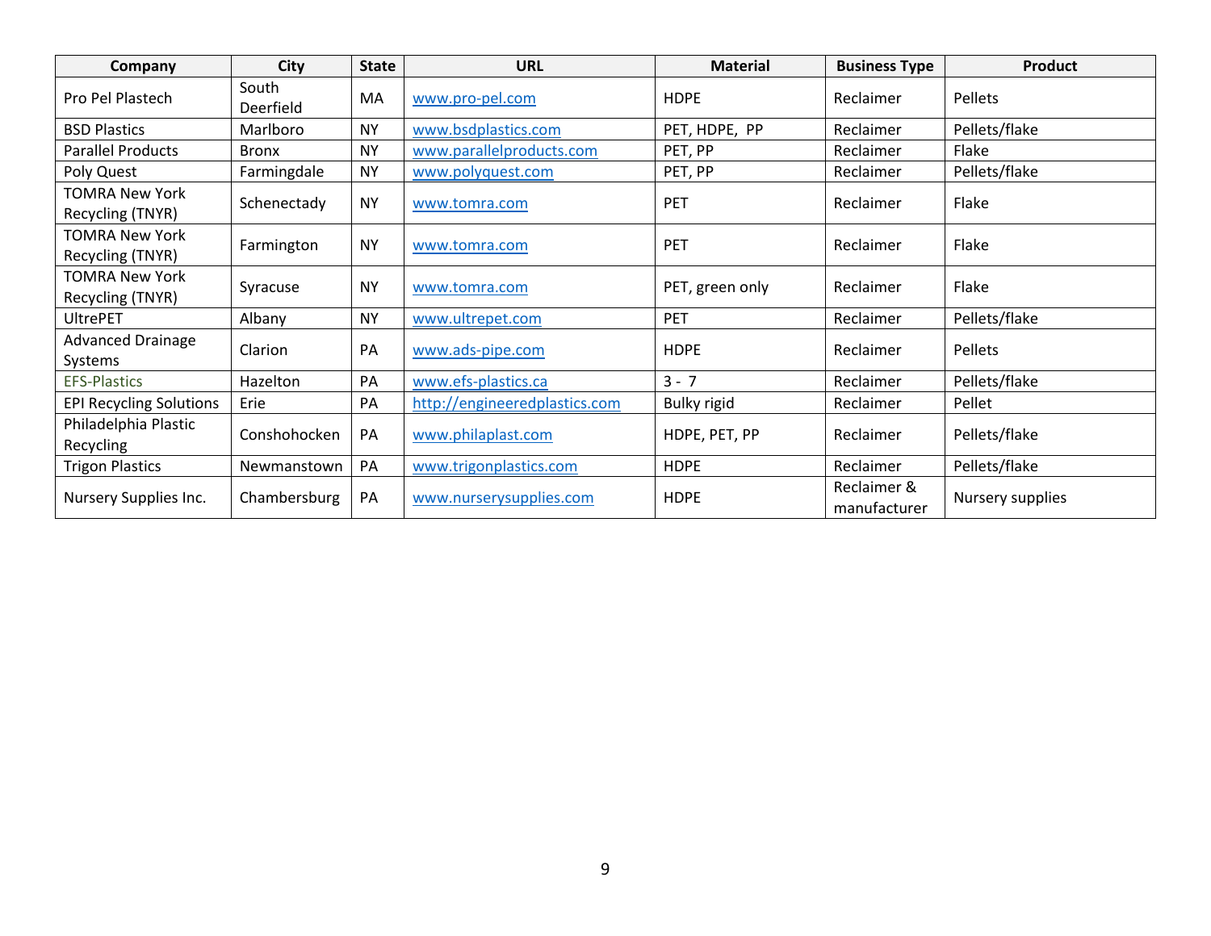| Company | City | State | URL | Material | Business Type | Product |
|---|---|---|---|---|---|---|
| Pro Pel Plastech | South Deerfield | MA | www.pro-pel.com | HDPE | Reclaimer | Pellets |
| BSD Plastics | Marlboro | NY | www.bsdplastics.com | PET, HDPE, PP | Reclaimer | Pellets/flake |
| Parallel Products | Bronx | NY | www.parallelproducts.com | PET, PP | Reclaimer | Flake |
| Poly Quest | Farmingdale | NY | www.polyquest.com | PET, PP | Reclaimer | Pellets/flake |
| TOMRA New York Recycling (TNYR) | Schenectady | NY | www.tomra.com | PET | Reclaimer | Flake |
| TOMRA New York Recycling (TNYR) | Farmington | NY | www.tomra.com | PET | Reclaimer | Flake |
| TOMRA New York Recycling (TNYR) | Syracuse | NY | www.tomra.com | PET, green only | Reclaimer | Flake |
| UltrePET | Albany | NY | www.ultrepet.com | PET | Reclaimer | Pellets/flake |
| Advanced Drainage Systems | Clarion | PA | www.ads-pipe.com | HDPE | Reclaimer | Pellets |
| EFS-Plastics | Hazelton | PA | www.efs-plastics.ca | 3 - 7 | Reclaimer | Pellets/flake |
| EPI Recycling Solutions | Erie | PA | http://engineeredplastics.com | Bulky rigid | Reclaimer | Pellet |
| Philadelphia Plastic Recycling | Conshohocken | PA | www.philaplast.com | HDPE, PET, PP | Reclaimer | Pellets/flake |
| Trigon Plastics | Newmanstown | PA | www.trigonplastics.com | HDPE | Reclaimer | Pellets/flake |
| Nursery Supplies Inc. | Chambersburg | PA | www.nurserysupplies.com | HDPE | Reclaimer & manufacturer | Nursery supplies |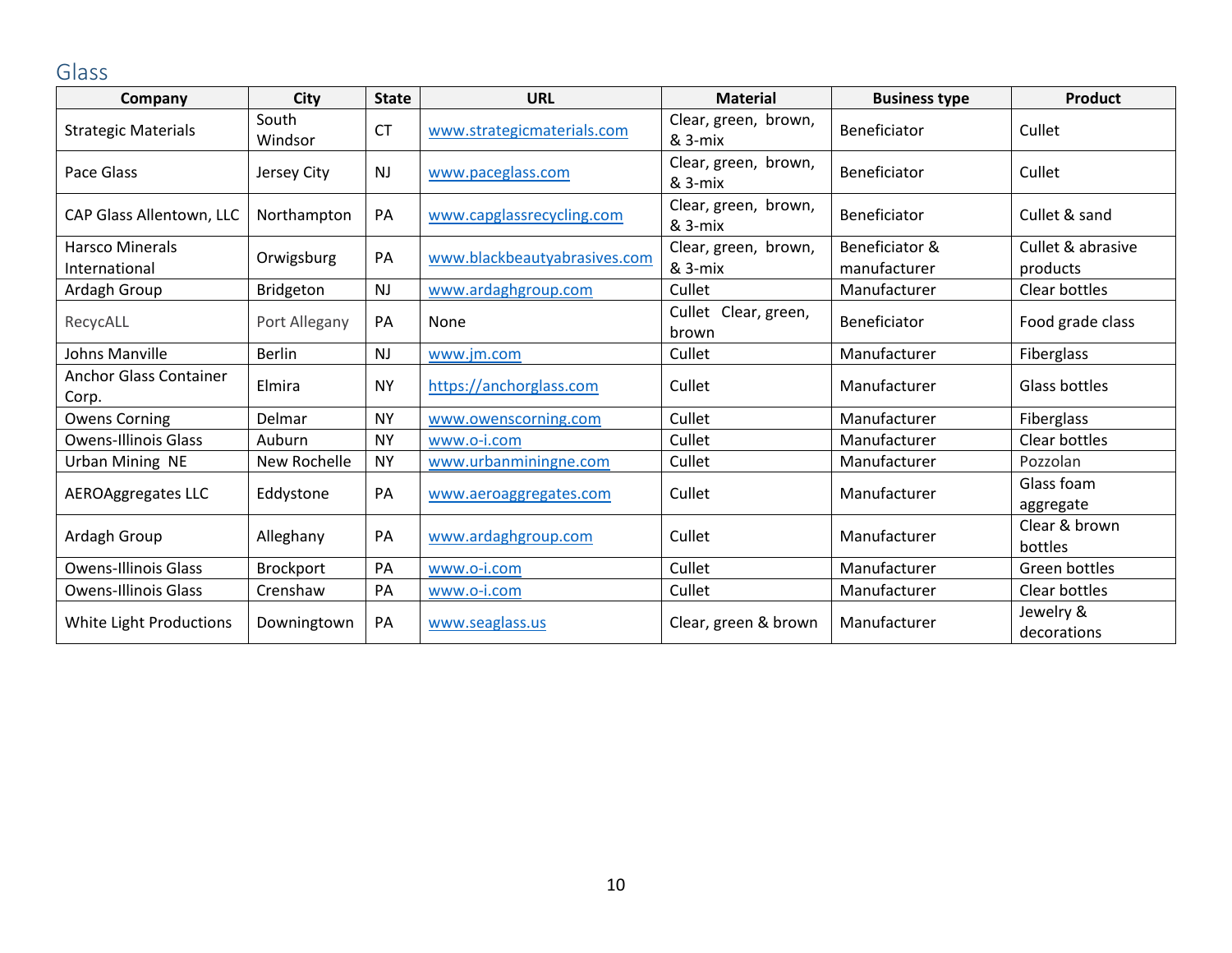## Glass

| Company | City | State | URL | Material | Business type | Product |
|---|---|---|---|---|---|---|
| Strategic Materials | South Windsor | CT | www.strategicmaterials.com | Clear, green, brown, & 3-mix | Beneficiator | Cullet |
| Pace Glass | Jersey City | NJ | www.paceglass.com | Clear, green, brown, & 3-mix | Beneficiator | Cullet |
| CAP Glass Allentown, LLC | Northampton | PA | www.capglassrecycling.com | Clear, green, brown, & 3-mix | Beneficiator | Cullet & sand |
| Harsco Minerals International | Orwigsburg | PA | www.blackbeautyabrasives.com | Clear, green, brown, & 3-mix | Beneficiator & manufacturer | Cullet & abrasive products |
| Ardagh Group | Bridgeton | NJ | www.ardaghgroup.com | Cullet | Manufacturer | Clear bottles |
| RecycALL | Port Allegany | PA | None | Cullet Clear, green, brown | Beneficiator | Food grade class |
| Johns Manville | Berlin | NJ | www.jm.com | Cullet | Manufacturer | Fiberglass |
| Anchor Glass Container Corp. | Elmira | NY | https://anchorglass.com | Cullet | Manufacturer | Glass bottles |
| Owens Corning | Delmar | NY | www.owenscorning.com | Cullet | Manufacturer | Fiberglass |
| Owens-Illinois Glass | Auburn | NY | www.o-i.com | Cullet | Manufacturer | Clear bottles |
| Urban Mining NE | New Rochelle | NY | www.urbanminingne.com | Cullet | Manufacturer | Pozzolan |
| AEROAggregates LLC | Eddystone | PA | www.aeroaggregates.com | Cullet | Manufacturer | Glass foam aggregate |
| Ardagh Group | Alleghany | PA | www.ardaghgroup.com | Cullet | Manufacturer | Clear & brown bottles |
| Owens-Illinois Glass | Brockport | PA | www.o-i.com | Cullet | Manufacturer | Green bottles |
| Owens-Illinois Glass | Crenshaw | PA | www.o-i.com | Cullet | Manufacturer | Clear bottles |
| White Light Productions | Downingtown | PA | www.seaglass.us | Clear, green & brown | Manufacturer | Jewelry & decorations |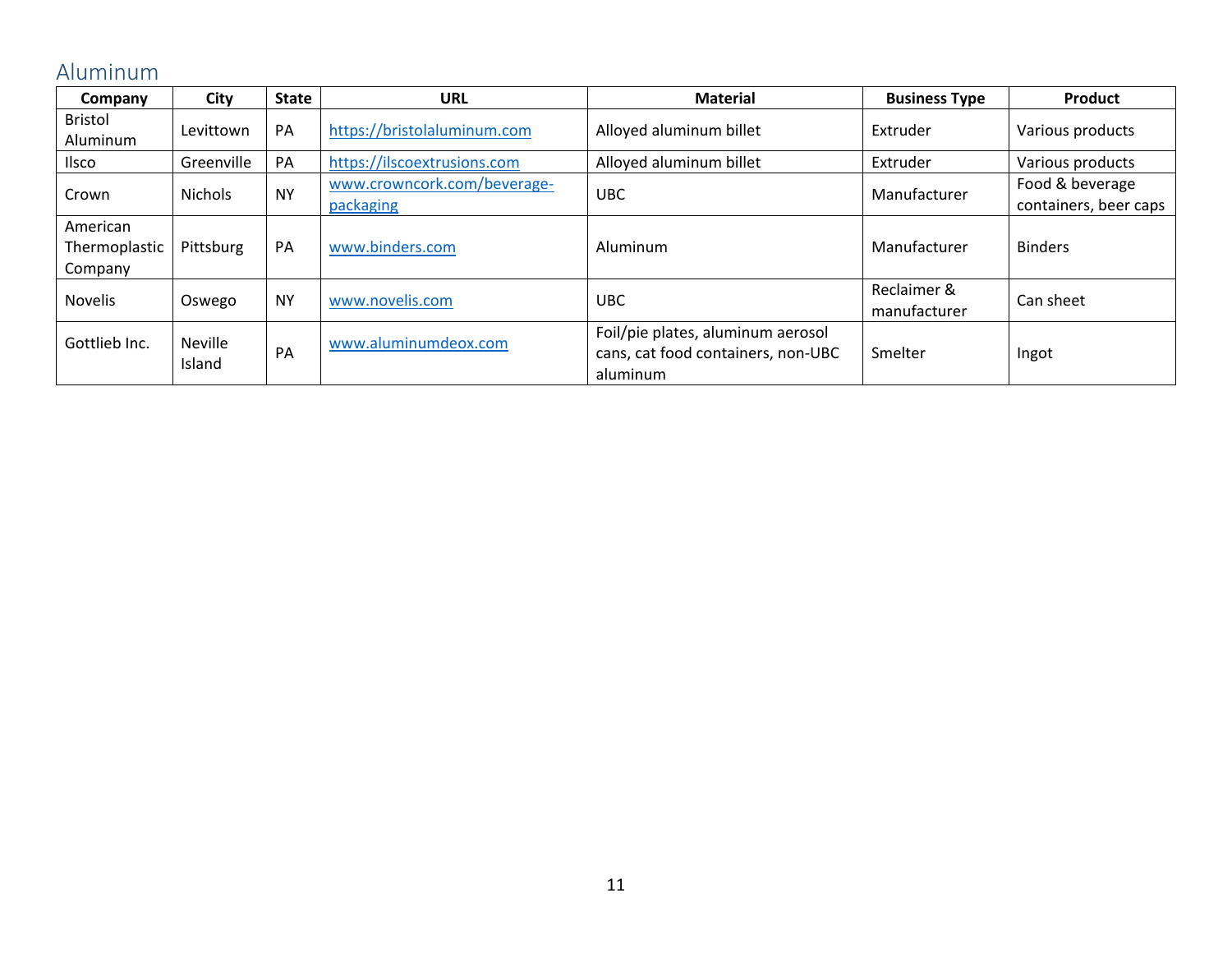## Aluminum

| Company | City | State | URL | Material | Business Type | Product |
|---|---|---|---|---|---|---|
| Bristol Aluminum | Levittown | PA | https://bristolaluminum.com | Alloyed aluminum billet | Extruder | Various products |
| Ilsco | Greenville | PA | https://ilscoextrusions.com | Alloyed aluminum billet | Extruder | Various products |
| Crown | Nichols | NY | www.crowncork.com/beverage-packaging | UBC | Manufacturer | Food & beverage containers, beer caps |
| American Thermoplastic Company | Pittsburg | PA | www.binders.com | Aluminum | Manufacturer | Binders |
| Novelis | Oswego | NY | www.novelis.com | UBC | Reclaimer & manufacturer | Can sheet |
| Gottlieb Inc. | Neville Island | PA | www.aluminumdeox.com | Foil/pie plates, aluminum aerosol cans, cat food containers, non-UBC aluminum | Smelter | Ingot |